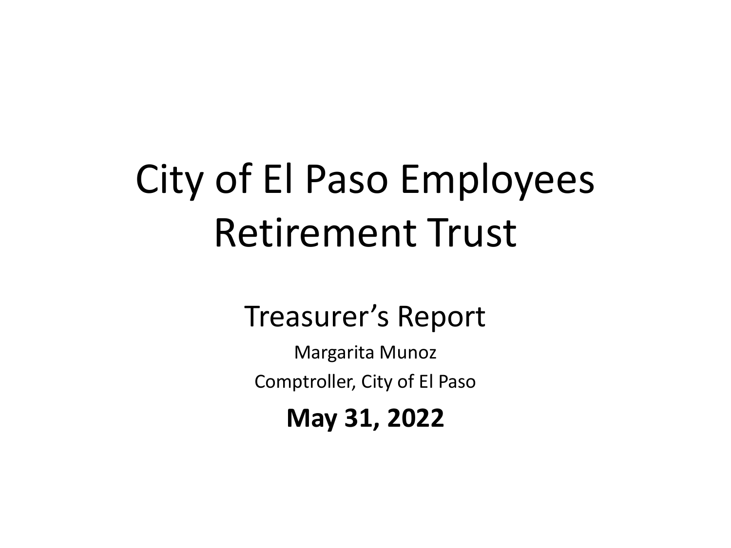# City of El Paso Employees Retirement Trust

## Treasurer's Report

Margarita Munoz

Comptroller, City of El Paso

**May 31, 2022**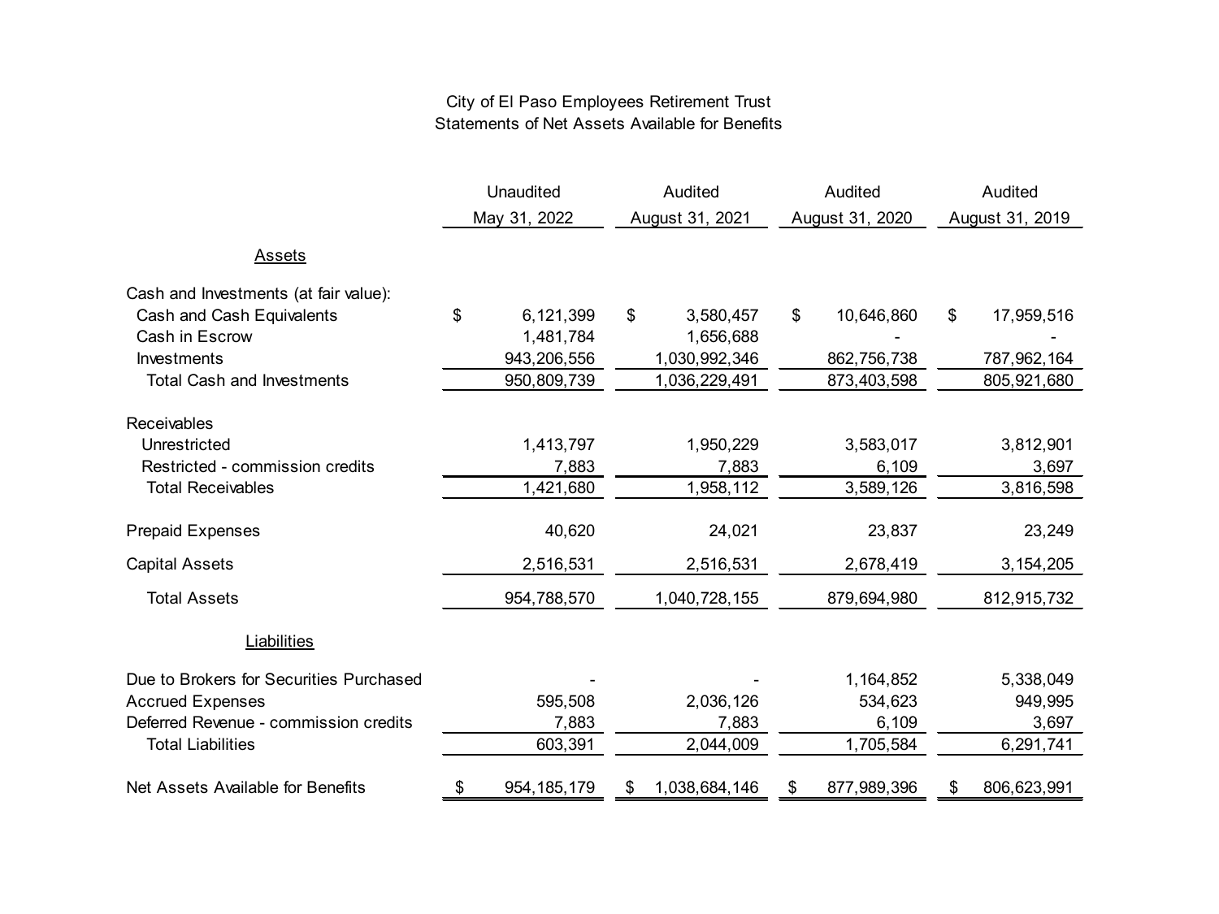City of El Paso Employees Retirement Trust
Statements of Net Assets Available for Benefits

| | Unaudited May 31, 2022 | Audited August 31, 2021 | Audited August 31, 2020 | Audited August 31, 2019 |
|---|---|---|---|---|
| **Assets** | | | | |
| Cash and Investments (at fair value): | | | | |
| Cash and Cash Equivalents | $ 6,121,399 | $ 3,580,457 | $ 10,646,860 | $ 17,959,516 |
| Cash in Escrow | 1,481,784 | 1,656,688 | - | - |
| Investments | 943,206,556 | 1,030,992,346 | 862,756,738 | 787,962,164 |
| Total Cash and Investments | 950,809,739 | 1,036,229,491 | 873,403,598 | 805,921,680 |
| Receivables | | | | |
| Unrestricted | 1,413,797 | 1,950,229 | 3,583,017 | 3,812,901 |
| Restricted - commission credits | 7,883 | 7,883 | 6,109 | 3,697 |
| Total Receivables | 1,421,680 | 1,958,112 | 3,589,126 | 3,816,598 |
| Prepaid Expenses | 40,620 | 24,021 | 23,837 | 23,249 |
| Capital Assets | 2,516,531 | 2,516,531 | 2,678,419 | 3,154,205 |
| Total Assets | 954,788,570 | 1,040,728,155 | 879,694,980 | 812,915,732 |
| **Liabilities** | | | | |
| Due to Brokers for Securities Purchased | - | - | 1,164,852 | 5,338,049 |
| Accrued Expenses | 595,508 | 2,036,126 | 534,623 | 949,995 |
| Deferred Revenue - commission credits | 7,883 | 7,883 | 6,109 | 3,697 |
| Total Liabilities | 603,391 | 2,044,009 | 1,705,584 | 6,291,741 |
| Net Assets Available for Benefits | $ 954,185,179 | $ 1,038,684,146 | $ 877,989,396 | $ 806,623,991 |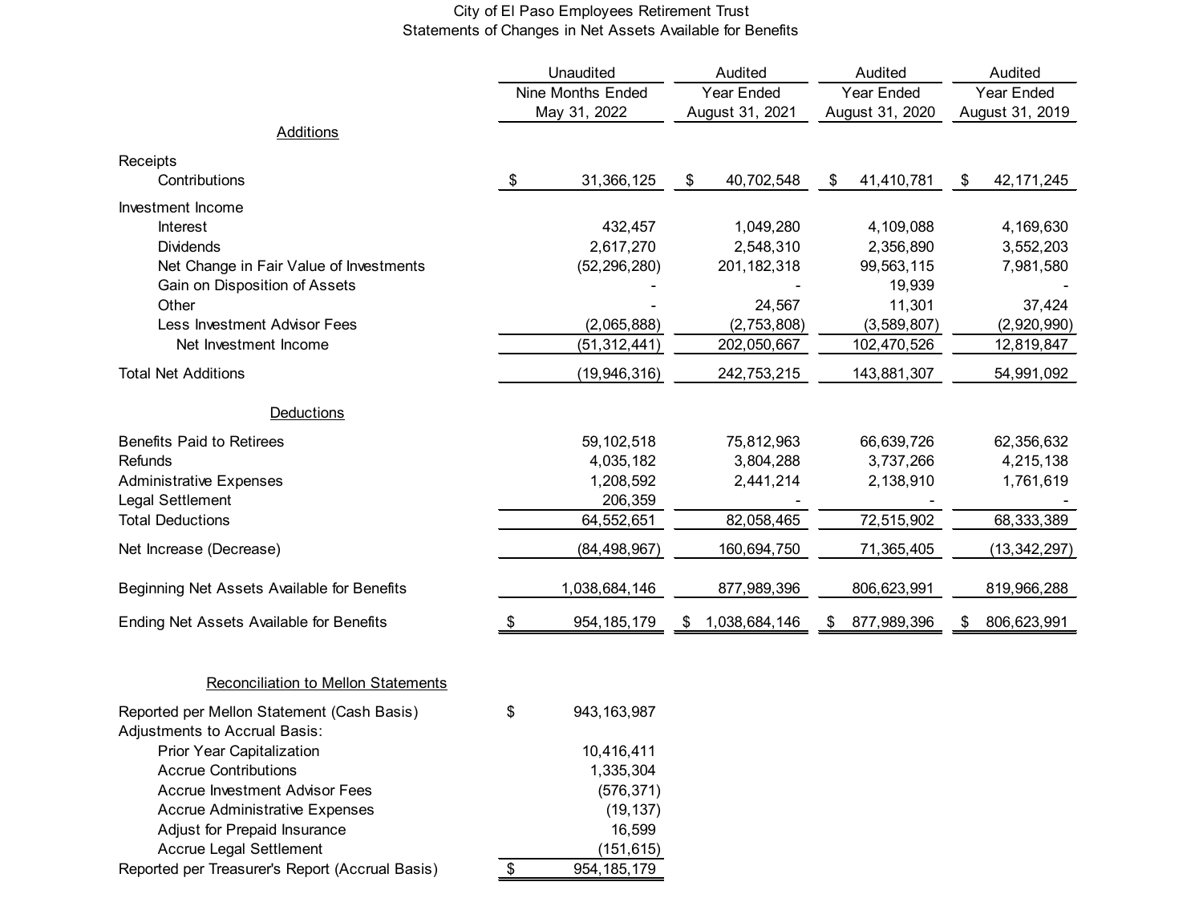# City of El Paso Employees Retirement Trust

## Statements of Changes in Net Assets Available for Benefits

| | Unaudited Nine Months Ended May 31, 2022 | Audited Year Ended August 31, 2021 | Audited Year Ended August 31, 2020 | Audited Year Ended August 31, 2019 |
|---|---|---|---|---|
| **Additions** | | | | |
| Receipts | | | | |
| Contributions | $ 31,366,125 | $ 40,702,548 | $ 41,410,781 | $ 42,171,245 |
| Investment Income | | | | |
| Interest | 432,457 | 1,049,280 | 4,109,088 | 4,169,630 |
| Dividends | 2,617,270 | 2,548,310 | 2,356,890 | 3,552,203 |
| Net Change in Fair Value of Investments | (52,296,280) | 201,182,318 | 99,563,115 | 7,981,580 |
| Gain on Disposition of Assets | - | - | 19,939 | - |
| Other | - | 24,567 | 11,301 | 37,424 |
| Less Investment Advisor Fees | (2,065,888) | (2,753,808) | (3,589,807) | (2,920,990) |
| Net Investment Income | (51,312,441) | 202,050,667 | 102,470,526 | 12,819,847 |
| Total Net Additions | (19,946,316) | 242,753,215 | 143,881,307 | 54,991,092 |
| **Deductions** | | | | |
| Benefits Paid to Retirees | 59,102,518 | 75,812,963 | 66,639,726 | 62,356,632 |
| Refunds | 4,035,182 | 3,804,288 | 3,737,266 | 4,215,138 |
| Administrative Expenses | 1,208,592 | 2,441,214 | 2,138,910 | 1,761,619 |
| Legal Settlement | 206,359 | - | - | - |
| Total Deductions | 64,552,651 | 82,058,465 | 72,515,902 | 68,333,389 |
| Net Increase (Decrease) | (84,498,967) | 160,694,750 | 71,365,405 | (13,342,297) |
| Beginning Net Assets Available for Benefits | 1,038,684,146 | 877,989,396 | 806,623,991 | 819,966,288 |
| Ending Net Assets Available for Benefits | $ 954,185,179 | $ 1,038,684,146 | $ 877,989,396 | $ 806,623,991 |

### Reconciliation to Mellon Statements

| | |
|---|---|
| Reported per Mellon Statement (Cash Basis) | $ 943,163,987 |
| Adjustments to Accrual Basis: | |
| Prior Year Capitalization | 10,416,411 |
| Accrue Contributions | 1,335,304 |
| Accrue Investment Advisor Fees | (576,371) |
| Accrue Administrative Expenses | (19,137) |
| Adjust for Prepaid Insurance | 16,599 |
| Accrue Legal Settlement | (151,615) |
| Reported per Treasurer's Report (Accrual Basis) | $ 954,185,179 |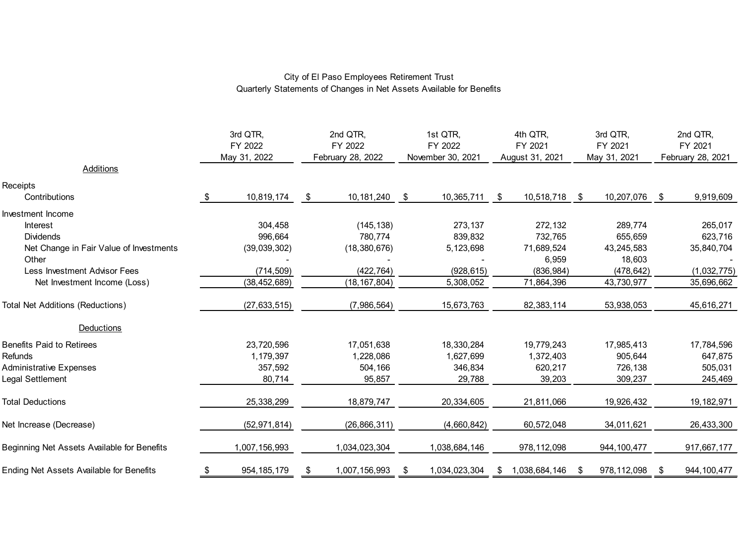City of El Paso Employees Retirement Trust
Quarterly Statements of Changes in Net Assets Available for Benefits

| | 3rd QTR, FY 2022 May 31, 2022 | 2nd QTR, FY 2022 February 28, 2022 | 1st QTR, FY 2022 November 30, 2021 | 4th QTR, FY 2021 August 31, 2021 | 3rd QTR, FY 2021 May 31, 2021 | 2nd QTR, FY 2021 February 28, 2021 |
|---|---|---|---|---|---|---|
| Additions | | | | | | |
| Receipts | | | | | | |
| Contributions | $ 10,819,174 | $ 10,181,240 | $ 10,365,711 | $ 10,518,718 | $ 10,207,076 | $ 9,919,609 |
| Investment Income | | | | | | |
| Interest | 304,458 | (145,138) | 273,137 | 272,132 | 289,774 | 265,017 |
| Dividends | 996,664 | 780,774 | 839,832 | 732,765 | 655,659 | 623,716 |
| Net Change in Fair Value of Investments | (39,039,302) | (18,380,676) | 5,123,698 | 71,689,524 | 43,245,583 | 35,840,704 |
| Other | - | - | - | 6,959 | 18,603 | - |
| Less Investment Advisor Fees | (714,509) | (422,764) | (928,615) | (836,984) | (478,642) | (1,032,775) |
| Net Investment Income (Loss) | (38,452,689) | (18,167,804) | 5,308,052 | 71,864,396 | 43,730,977 | 35,696,662 |
| Total Net Additions (Reductions) | (27,633,515) | (7,986,564) | 15,673,763 | 82,383,114 | 53,938,053 | 45,616,271 |
| Deductions | | | | | | |
| Benefits Paid to Retirees | 23,720,596 | 17,051,638 | 18,330,284 | 19,779,243 | 17,985,413 | 17,784,596 |
| Refunds | 1,179,397 | 1,228,086 | 1,627,699 | 1,372,403 | 905,644 | 647,875 |
| Administrative Expenses | 357,592 | 504,166 | 346,834 | 620,217 | 726,138 | 505,031 |
| Legal Settlement | 80,714 | 95,857 | 29,788 | 39,203 | 309,237 | 245,469 |
| Total Deductions | 25,338,299 | 18,879,747 | 20,334,605 | 21,811,066 | 19,926,432 | 19,182,971 |
| Net Increase (Decrease) | (52,971,814) | (26,866,311) | (4,660,842) | 60,572,048 | 34,011,621 | 26,433,300 |
| Beginning Net Assets Available for Benefits | 1,007,156,993 | 1,034,023,304 | 1,038,684,146 | 978,112,098 | 944,100,477 | 917,667,177 |
| Ending Net Assets Available for Benefits | $ 954,185,179 | $ 1,007,156,993 | $ 1,034,023,304 | $ 1,038,684,146 | $ 978,112,098 | $ 944,100,477 |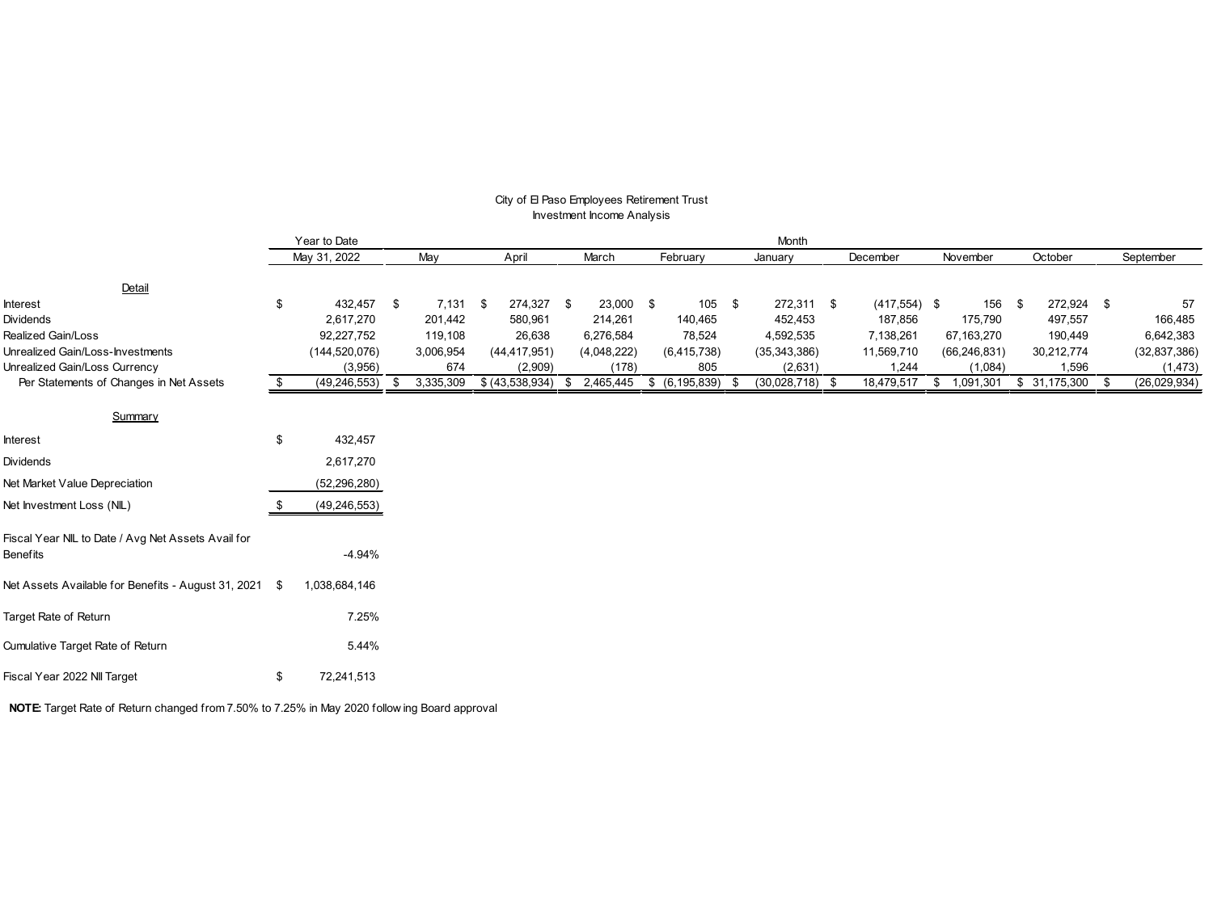City of El Paso Employees Retirement Trust
Investment Income Analysis

| | Year to Date | Month | | | | | | | | |
|---|---|---|---|---|---|---|---|---|---|---|
| | May 31, 2022 | May | April | March | February | January | December | November | October | September |
| **Detail** | | | | | | | | | | |
| Interest | $ 432,457 | $ 7,131 | $ 274,327 | $ 23,000 | $ 105 | $ 272,311 | $ (417,554) | $ 156 | $ 272,924 | $ 57 |
| Dividends | 2,617,270 | 201,442 | 580,961 | 214,261 | 140,465 | 452,453 | 187,856 | 175,790 | 497,557 | 166,485 |
| Realized Gain/Loss | 92,227,752 | 119,108 | 26,638 | 6,276,584 | 78,524 | 4,592,535 | 7,138,261 | 67,163,270 | 190,449 | 6,642,383 |
| Unrealized Gain/Loss-Investments | (144,520,076) | 3,006,954 | (44,417,951) | (4,048,222) | (6,415,738) | (35,343,386) | 11,569,710 | (66,246,831) | 30,212,774 | (32,837,386) |
| Unrealized Gain/Loss Currency | (3,956) | 674 | (2,909) | (178) | 805 | (2,631) | 1,244 | (1,084) | 1,596 | (1,473) |
| Per Statements of Changes in Net Assets | $ (49,246,553) | $ 3,335,309 | $ (43,538,934) | $ 2,465,445 | $ (6,195,839) | $ (30,028,718) | $ 18,479,517 | $ 1,091,301 | $ 31,175,300 | $ (26,029,934) |

| **Summary** | |
|---|---|
| Interest | $ 432,457 |
| Dividends | 2,617,270 |
| Net Market Value Depreciation | (52,296,280) |
| Net Investment Loss (NIL) | $ (49,246,553) |
| Fiscal Year NIL to Date / Avg Net Assets Avail for Benefits | -4.94% |
| Net Assets Available for Benefits - August 31, 2021 | $ 1,038,684,146 |
| Target Rate of Return | 7.25% |
| Cumulative Target Rate of Return | 5.44% |
| Fiscal Year 2022 NII Target | $ 72,241,513 |

**NOTE:** Target Rate of Return changed from 7.50% to 7.25% in May 2020 following Board approval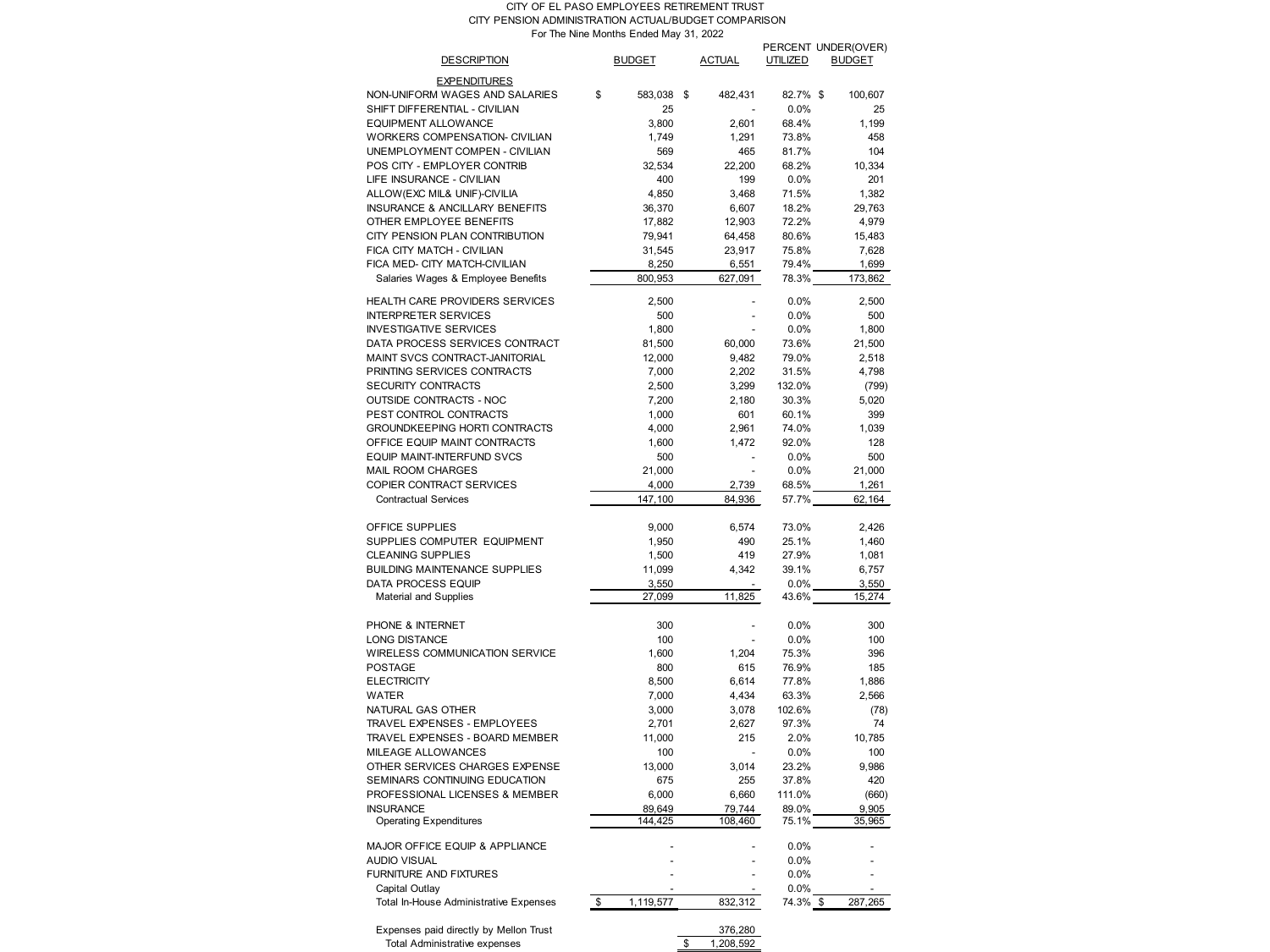CITY OF EL PASO EMPLOYEES RETIREMENT TRUST
CITY PENSION ADMINISTRATION ACTUAL/BUDGET COMPARISON
For The Nine Months Ended May 31, 2022

| DESCRIPTION | BUDGET | ACTUAL | PERCENT UTILIZED | UNDER(OVER) BUDGET |
|---|---|---|---|---|
| **EXPENDITURES** | | | | |
| NON-UNIFORM WAGES AND SALARIES | $ 583,038 | $ 482,431 | 82.7% | $ 100,607 |
| SHIFT DIFFERENTIAL - CIVILIAN | 25 | - | 0.0% | 25 |
| EQUIPMENT ALLOWANCE | 3,800 | 2,601 | 68.4% | 1,199 |
| WORKERS COMPENSATION- CIVILIAN | 1,749 | 1,291 | 73.8% | 458 |
| UNEMPLOYMENT COMPEN - CIVILIAN | 569 | 465 | 81.7% | 104 |
| POS CITY - EMPLOYER CONTRIB | 32,534 | 22,200 | 68.2% | 10,334 |
| LIFE INSURANCE - CIVILIAN | 400 | 199 | 0.0% | 201 |
| ALLOW(EXC MIL& UNIF)-CIVILIA | 4,850 | 3,468 | 71.5% | 1,382 |
| INSURANCE & ANCILLARY BENEFITS | 36,370 | 6,607 | 18.2% | 29,763 |
| OTHER EMPLOYEE BENEFITS | 17,882 | 12,903 | 72.2% | 4,979 |
| CITY PENSION PLAN CONTRIBUTION | 79,941 | 64,458 | 80.6% | 15,483 |
| FICA CITY MATCH - CIVILIAN | 31,545 | 23,917 | 75.8% | 7,628 |
| FICA MED- CITY MATCH-CIVILIAN | 8,250 | 6,551 | 79.4% | 1,699 |
| Salaries Wages & Employee Benefits | 800,953 | 627,091 | 78.3% | 173,862 |
| HEALTH CARE PROVIDERS SERVICES | 2,500 | - | 0.0% | 2,500 |
| INTERPRETER SERVICES | 500 | - | 0.0% | 500 |
| INVESTIGATIVE SERVICES | 1,800 | - | 0.0% | 1,800 |
| DATA PROCESS SERVICES CONTRACT | 81,500 | 60,000 | 73.6% | 21,500 |
| MAINT SVCS CONTRACT-JANITORIAL | 12,000 | 9,482 | 79.0% | 2,518 |
| PRINTING SERVICES CONTRACTS | 7,000 | 2,202 | 31.5% | 4,798 |
| SECURITY CONTRACTS | 2,500 | 3,299 | 132.0% | (799) |
| OUTSIDE CONTRACTS - NOC | 7,200 | 2,180 | 30.3% | 5,020 |
| PEST CONTROL CONTRACTS | 1,000 | 601 | 60.1% | 399 |
| GROUNDKEEPING HORTI CONTRACTS | 4,000 | 2,961 | 74.0% | 1,039 |
| OFFICE EQUIP MAINT CONTRACTS | 1,600 | 1,472 | 92.0% | 128 |
| EQUIP MAINT-INTERFUND SVCS | 500 | - | 0.0% | 500 |
| MAIL ROOM CHARGES | 21,000 | - | 0.0% | 21,000 |
| COPIER CONTRACT SERVICES | 4,000 | 2,739 | 68.5% | 1,261 |
| Contractual Services | 147,100 | 84,936 | 57.7% | 62,164 |
| OFFICE SUPPLIES | 9,000 | 6,574 | 73.0% | 2,426 |
| SUPPLIES COMPUTER EQUIPMENT | 1,950 | 490 | 25.1% | 1,460 |
| CLEANING SUPPLIES | 1,500 | 419 | 27.9% | 1,081 |
| BUILDING MAINTENANCE SUPPLIES | 11,099 | 4,342 | 39.1% | 6,757 |
| DATA PROCESS EQUIP | 3,550 | - | 0.0% | 3,550 |
| Material and Supplies | 27,099 | 11,825 | 43.6% | 15,274 |
| PHONE & INTERNET | 300 | - | 0.0% | 300 |
| LONG DISTANCE | 100 | - | 0.0% | 100 |
| WIRELESS COMMUNICATION SERVICE | 1,600 | 1,204 | 75.3% | 396 |
| POSTAGE | 800 | 615 | 76.9% | 185 |
| ELECTRICITY | 8,500 | 6,614 | 77.8% | 1,886 |
| WATER | 7,000 | 4,434 | 63.3% | 2,566 |
| NATURAL GAS OTHER | 3,000 | 3,078 | 102.6% | (78) |
| TRAVEL EXPENSES - EMPLOYEES | 2,701 | 2,627 | 97.3% | 74 |
| TRAVEL EXPENSES - BOARD MEMBER | 11,000 | 215 | 2.0% | 10,785 |
| MILEAGE ALLOWANCES | 100 | - | 0.0% | 100 |
| OTHER SERVICES CHARGES EXPENSE | 13,000 | 3,014 | 23.2% | 9,986 |
| SEMINARS CONTINUING EDUCATION | 675 | 255 | 37.8% | 420 |
| PROFESSIONAL LICENSES & MEMBER | 6,000 | 6,660 | 111.0% | (660) |
| INSURANCE | 89,649 | 79,744 | 89.0% | 9,905 |
| Operating Expenditures | 144,425 | 108,460 | 75.1% | 35,965 |
| MAJOR OFFICE EQUIP & APPLIANCE | - | - | 0.0% | - |
| AUDIO VISUAL | - | - | 0.0% | - |
| FURNITURE AND FIXTURES | - | - | 0.0% | - |
| Capital Outlay | - | - | 0.0% | - |
| Total In-House Administrative Expenses | $ 1,119,577 | 832,312 | 74.3% | $ 287,265 |
| Expenses paid directly by Mellon Trust | | 376,280 | | |
| Total Administrative expenses | | $ 1,208,592 | | |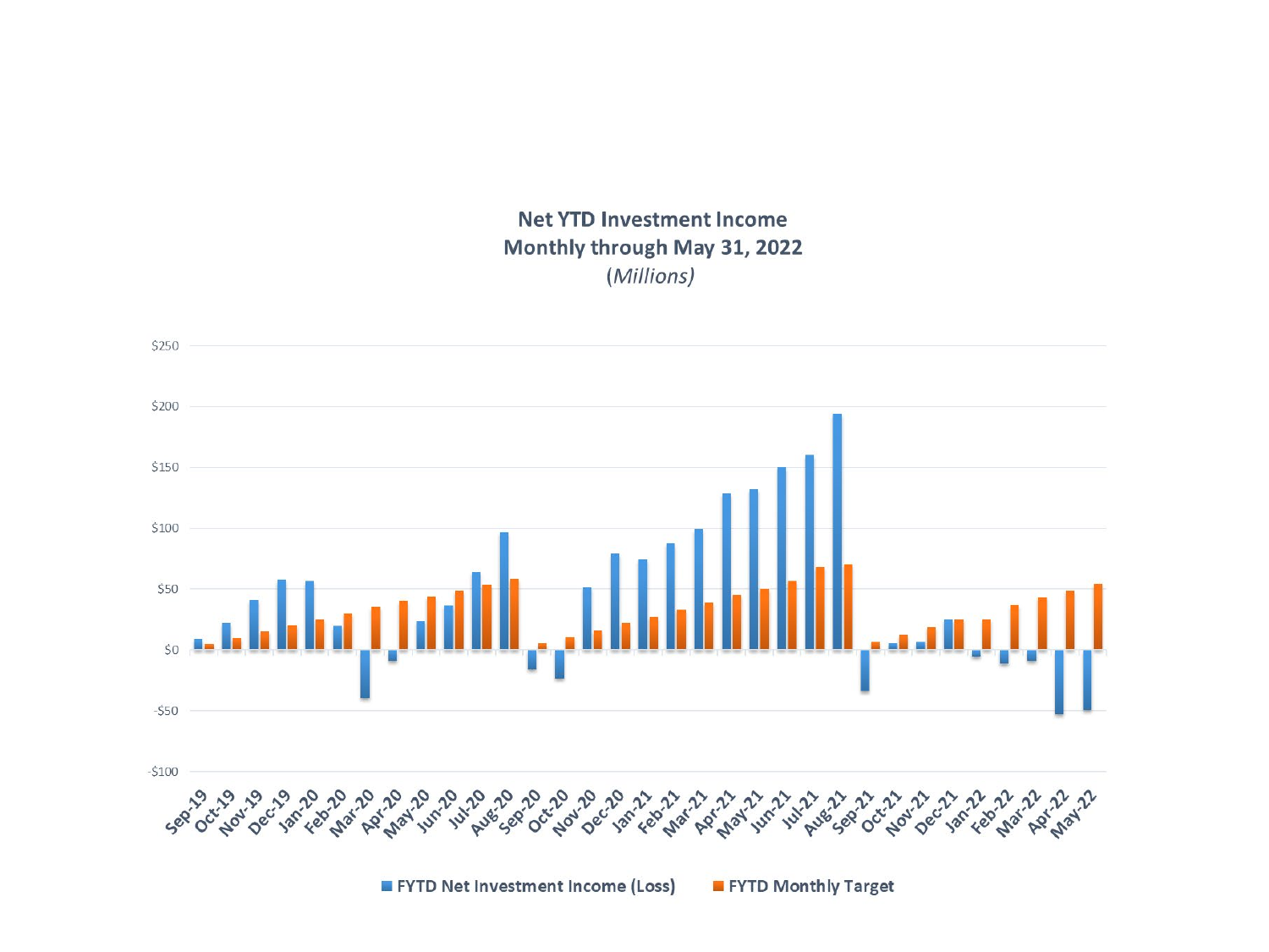## Net YTD Investment Income
## Monthly through May 31, 2022
*(Millions)*

$250

$200

$150

$100

$50

$0

-$50

-$100

Sep-19 Oct-19 Nov-19 Dec-19 Jan-20 Feb-20 Mar-20 Apr-20 May-20 Jun-20 Jul-20 Aug-20 Sep-20 Oct-20 Nov-20 Dec-20 Jan-21 Feb-21 Mar-21 Apr-21 May-21 Jun-21 Jul-21 Aug-21 Sep-21 Oct-21 Nov-21 Dec-21 Jan-22 Feb-22 Mar-22 Apr-22 May-22

■ FYTD Net Investment Income (Loss) ■ FYTD Monthly Target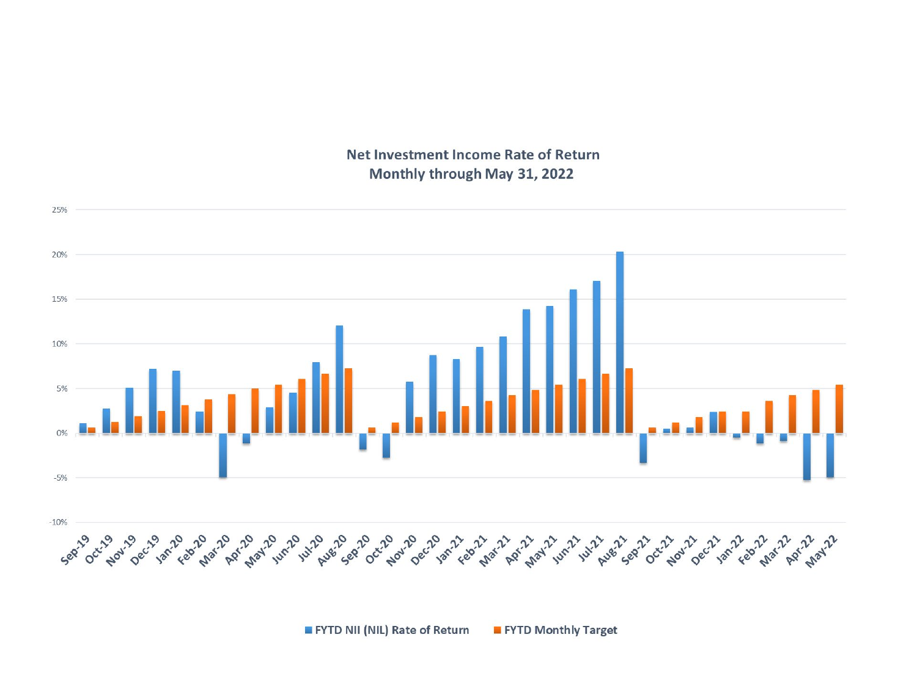## Net Investment Income Rate of Return
## Monthly through May 31, 2022

25%
20%
15%
10%
5%
0%
-5%
-10%

Sep-19 Oct-19 Nov-19 Dec-19 Jan-20 Feb-20 Mar-20 Apr-20 May-20 Jun-20 Jul-20 Aug-20 Sep-20 Oct-20 Nov-20 Dec-20 Jan-21 Feb-21 Mar-21 Apr-21 May-21 Jun-21 Jul-21 Aug-21 Sep-21 Oct-21 Nov-21 Dec-21 Jan-22 Feb-22 Mar-22 Apr-22 May-22

■ FYTD NII (NIL) Rate of Return ■ FYTD Monthly Target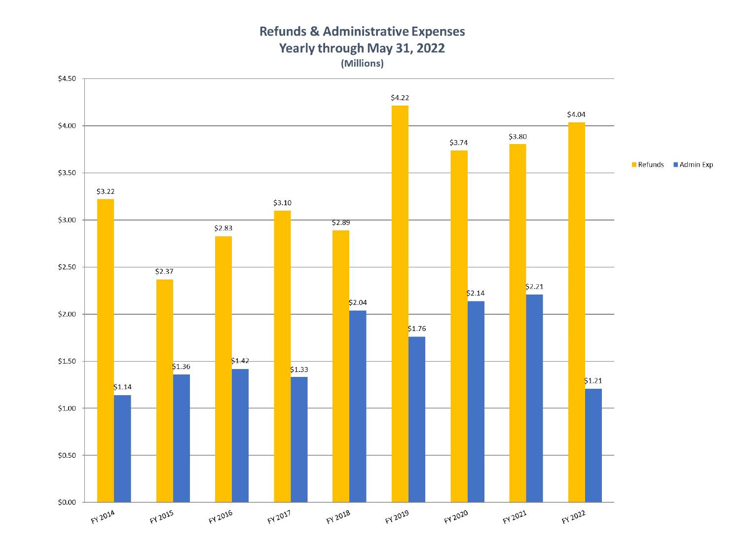# Refunds & Administrative Expenses
## Yearly through May 31, 2022
**(Millions)**

| | Refunds | Admin Exp |
|---|---|---|
| FY 2014 | $3.22 | $1.14 |
| FY 2015 | $2.37 | $1.36 |
| FY 2016 | $2.83 | $1.42 |
| FY 2017 | $3.10 | $1.33 |
| FY 2018 | $2.89 | $2.04 |
| FY 2019 | $4.22 | $1.76 |
| FY 2020 | $3.74 | $2.14 |
| FY 2021 | $3.80 | $2.21 |
| FY 2022 | $4.04 | $1.21 |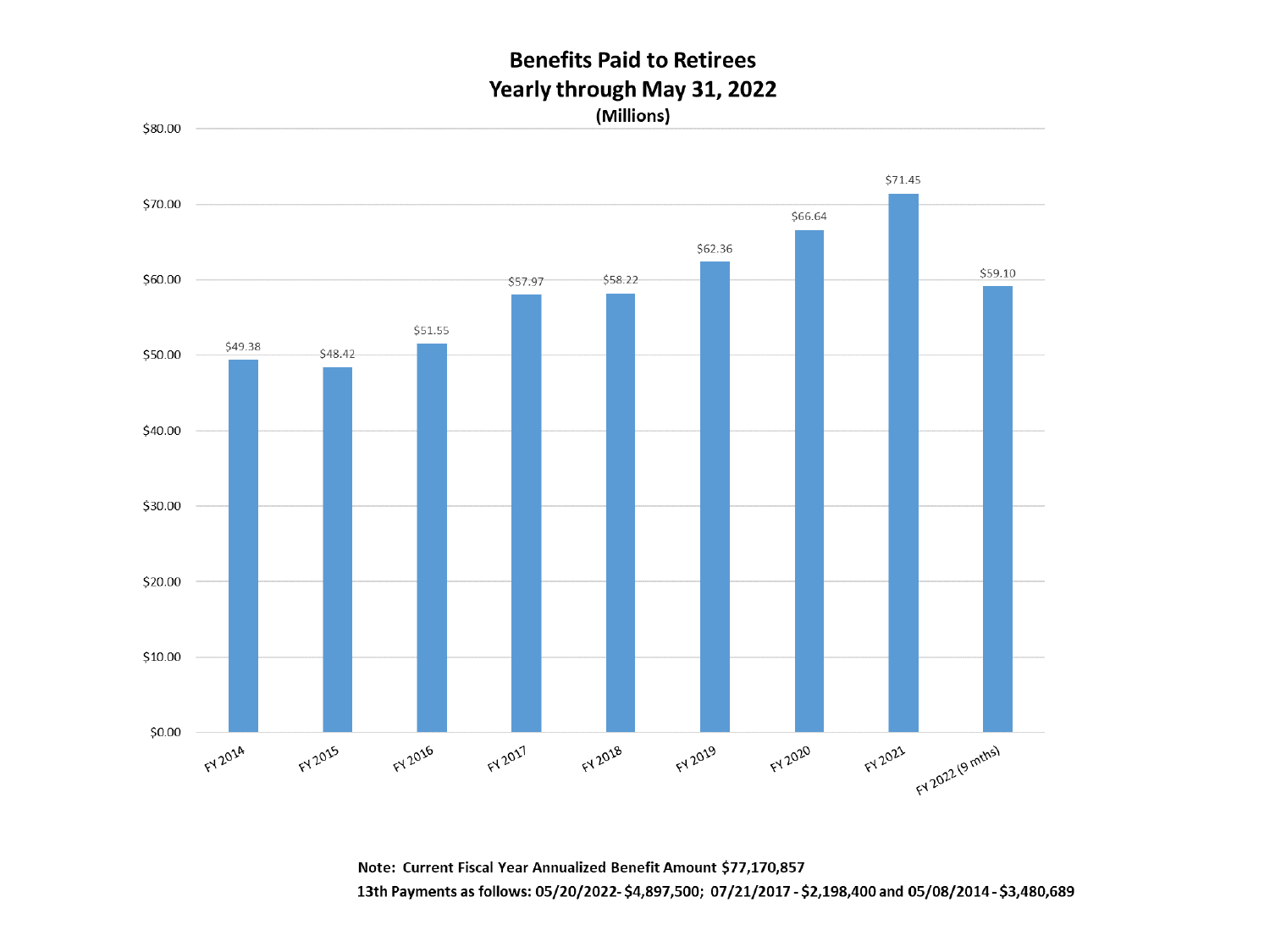**Benefits Paid to Retirees**
**Yearly through May 31, 2022**
**(Millions)**

$80.00
$70.00
$60.00
$50.00
$40.00
$30.00
$20.00
$10.00
$0.00

$49.38
$48.42
$51.55
$57.97
$58.22
$62.36
$66.64
$71.45
$59.10

FY 2014
FY 2015
FY 2016
FY 2017
FY 2018
FY 2019
FY 2020
FY 2021
FY 2022 (9 mths)

**Note: Current Fiscal Year Annualized Benefit Amount $77,170,857**

**13th Payments as follows: 05/20/2022- $4,897,500; 07/21/2017 - $2,198,400 and 05/08/2014 - $3,480,689**